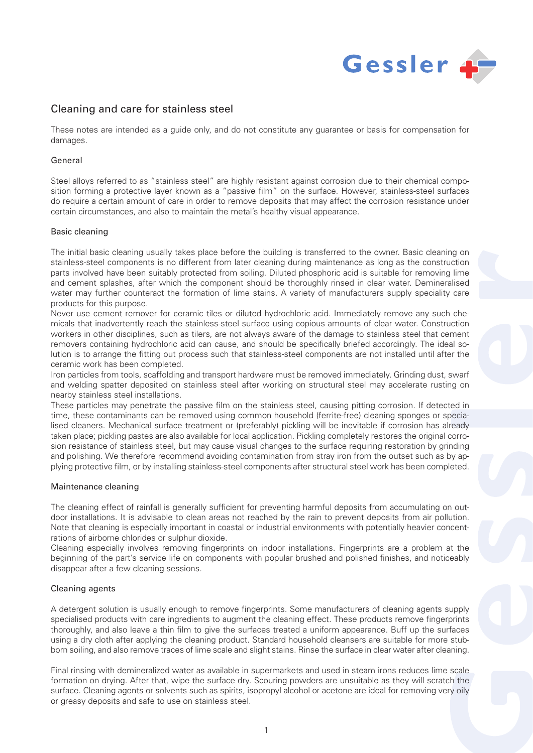# Cleaning and care for stainless steel

These notes are intended as a guide only, and do not constitute any guarantee or basis for compensation for damages.

## General

Steel alloys referred to as "stainless steel" are highly resistant against corrosion due to their chemical composition forming a protective layer known as a "passive film" on the surface. However, stainless-steel surfaces do require a certain amount of care in order to remove deposits that may affect the corrosion resistance under certain circumstances, and also to maintain the metal's healthy visual appearance.

## Basic cleaning

The initial basic cleaning usually takes place before the building is transferred to the owner. Basic cleaning on stainless-steel components is no different from later cleaning during maintenance as long as the construction parts involved have been suitably protected from soiling. Diluted phosphoric acid is suitable for removing lime and cement splashes, after which the component should be thoroughly rinsed in clear water. Demineralised water may further counteract the formation of lime stains. A variety of manufacturers supply speciality care products for this purpose.

Never use cement remover for ceramic tiles or diluted hydrochloric acid. Immediately remove any such chemicals that inadvertently reach the stainless-steel surface using copious amounts of clear water. Construction workers in other disciplines, such as tilers, are not always aware of the damage to stainless steel that cement removers containing hydrochloric acid can cause, and should be specifically briefed accordingly. The ideal solution is to arrange the fitting out process such that stainless-steel components are not installed until after the ceramic work has been completed.

Iron particles from tools, scaffolding and transport hardware must be removed immediately. Grinding dust, swarf and welding spatter deposited on stainless steel after working on structural steel may accelerate rusting on nearby stainless steel installations.

These particles may penetrate the passive film on the stainless steel, causing pitting corrosion. If detected in time, these contaminants can be removed using common household (ferrite-free) cleaning sponges or specialised cleaners. Mechanical surface treatment or (preferably) pickling will be inevitable if corrosion has already taken place; pickling pastes are also available for local application. Pickling completely restores the original corrosion resistance of stainless steel, but may cause visual changes to the surface requiring restoration by grinding and polishing. We therefore recommend avoiding contamination from stray iron from the outset such as by applying protective film, or by installing stainless-steel components after structural steel work has been completed.

## Maintenance cleaning

The cleaning effect of rainfall is generally sufficient for preventing harmful deposits from accumulating on outdoor installations. It is advisable to clean areas not reached by the rain to prevent deposits from air pollution. Note that cleaning is especially important in coastal or industrial environments with potentially heavier concentrations of airborne chlorides or sulphur dioxide.

Cleaning especially involves removing fingerprints on indoor installations. Fingerprints are a problem at the beginning of the part's service life on components with popular brushed and polished finishes, and noticeably disappear after a few cleaning sessions.

## Cleaning agents

A detergent solution is usually enough to remove fingerprints. Some manufacturers of cleaning agents supply specialised products with care ingredients to augment the cleaning effect. These products remove fingerprints thoroughly, and also leave a thin film to give the surfaces treated a uniform appearance. Buff up the surfaces using a dry cloth after applying the cleaning product. Standard household cleansers are suitable for more stubborn soiling, and also remove traces of lime scale and slight stains. Rinse the surface in clear water after cleaning.

Final rinsing with demineralized water as available in supermarkets and used in steam irons reduces lime scale formation on drying. After that, wipe the surface dry. Scouring powders are unsuitable as they will scratch the surface. Cleaning agents or solvents such as spirits, isopropyl alcohol or acetone are ideal for removing very oily or greasy deposits and safe to use on stainless steel.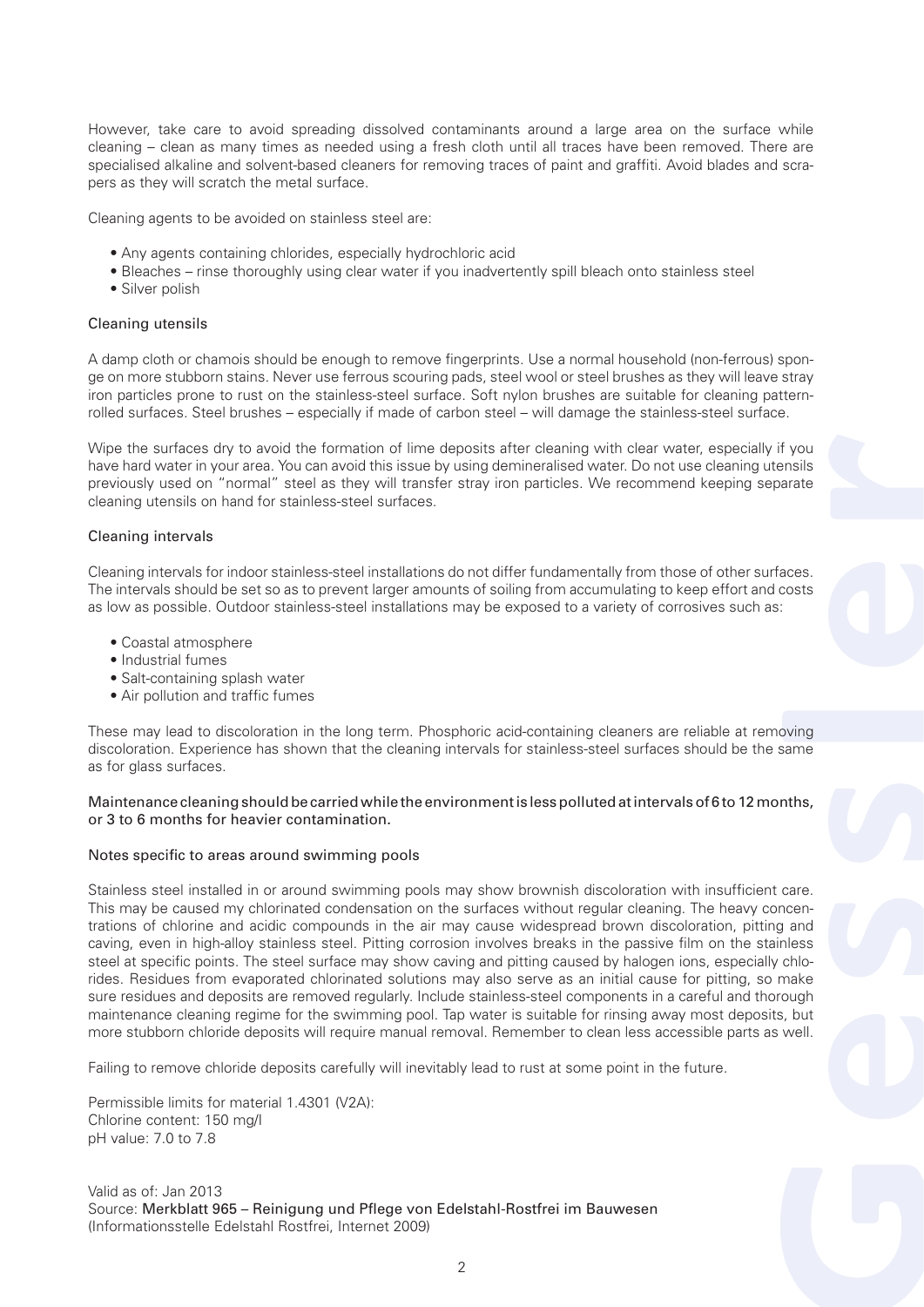However, take care to avoid spreading dissolved contaminants around a large area on the surface while cleaning – clean as many times as needed using a fresh cloth until all traces have been removed. There are specialised alkaline and solvent-based cleaners for removing traces of paint and graffiti. Avoid blades and scrapers as they will scratch the metal surface.

Cleaning agents to be avoided on stainless steel are:

- Any agents containing chlorides, especially hydrochloric acid
- Bleaches – rinse thoroughly using clear water if you inadvertently spill bleach onto stainless steel
- Silver polish

## Cleaning utensils

A damp cloth or chamois should be enough to remove fingerprints. Use a normal household (non-ferrous) sponge on more stubborn stains. Never use ferrous scouring pads, steel wool or steel brushes as they will leave stray iron particles prone to rust on the stainless-steel surface. Soft nylon brushes are suitable for cleaning pattern-rolled surfaces. Steel brushes – especially if made of carbon steel – will damage the stainless-steel surface.

Wipe the surfaces dry to avoid the formation of lime deposits after cleaning with clear water, especially if you have hard water in your area. You can avoid this issue by using demineralised water. Do not use cleaning utensils previously used on "normal" steel as they will transfer stray iron particles. We recommend keeping separate cleaning utensils on hand for stainless-steel surfaces.

## Cleaning intervals

Cleaning intervals for indoor stainless-steel installations do not differ fundamentally from those of other surfaces. The intervals should be set so as to prevent larger amounts of soiling from accumulating to keep effort and costs as low as possible. Outdoor stainless-steel installations may be exposed to a variety of corrosives such as:

- Coastal atmosphere
- Industrial fumes
- Salt-containing splash water
- Air pollution and traffic fumes

These may lead to discoloration in the long term. Phosphoric acid-containing cleaners are reliable at removing discoloration. Experience has shown that the cleaning intervals for stainless-steel surfaces should be the same as for glass surfaces.

Maintenance cleaning should be carried while the environment is less polluted at intervals of 6 to 12 months, or 3 to 6 months for heavier contamination.

## Notes specific to areas around swimming pools

Stainless steel installed in or around swimming pools may show brownish discoloration with insufficient care. This may be caused my chlorinated condensation on the surfaces without regular cleaning. The heavy concentrations of chlorine and acidic compounds in the air may cause widespread brown discoloration, pitting and caving, even in high-alloy stainless steel. Pitting corrosion involves breaks in the passive film on the stainless steel at specific points. The steel surface may show caving and pitting caused by halogen ions, especially chlorides. Residues from evaporated chlorinated solutions may also serve as an initial cause for pitting, so make sure residues and deposits are removed regularly. Include stainless-steel components in a careful and thorough maintenance cleaning regime for the swimming pool. Tap water is suitable for rinsing away most deposits, but more stubborn chloride deposits will require manual removal. Remember to clean less accessible parts as well.

Failing to remove chloride deposits carefully will inevitably lead to rust at some point in the future.

Permissible limits for material 1.4301 (V2A):
Chlorine content: 150 mg/l
pH value: 7.0 to 7.8

Valid as of: Jan 2013
Source: Merkblatt 965 – Reinigung und Pflege von Edelstahl-Rostfrei im Bauwesen
(Informationsstelle Edelstahl Rostfrei, Internet 2009)